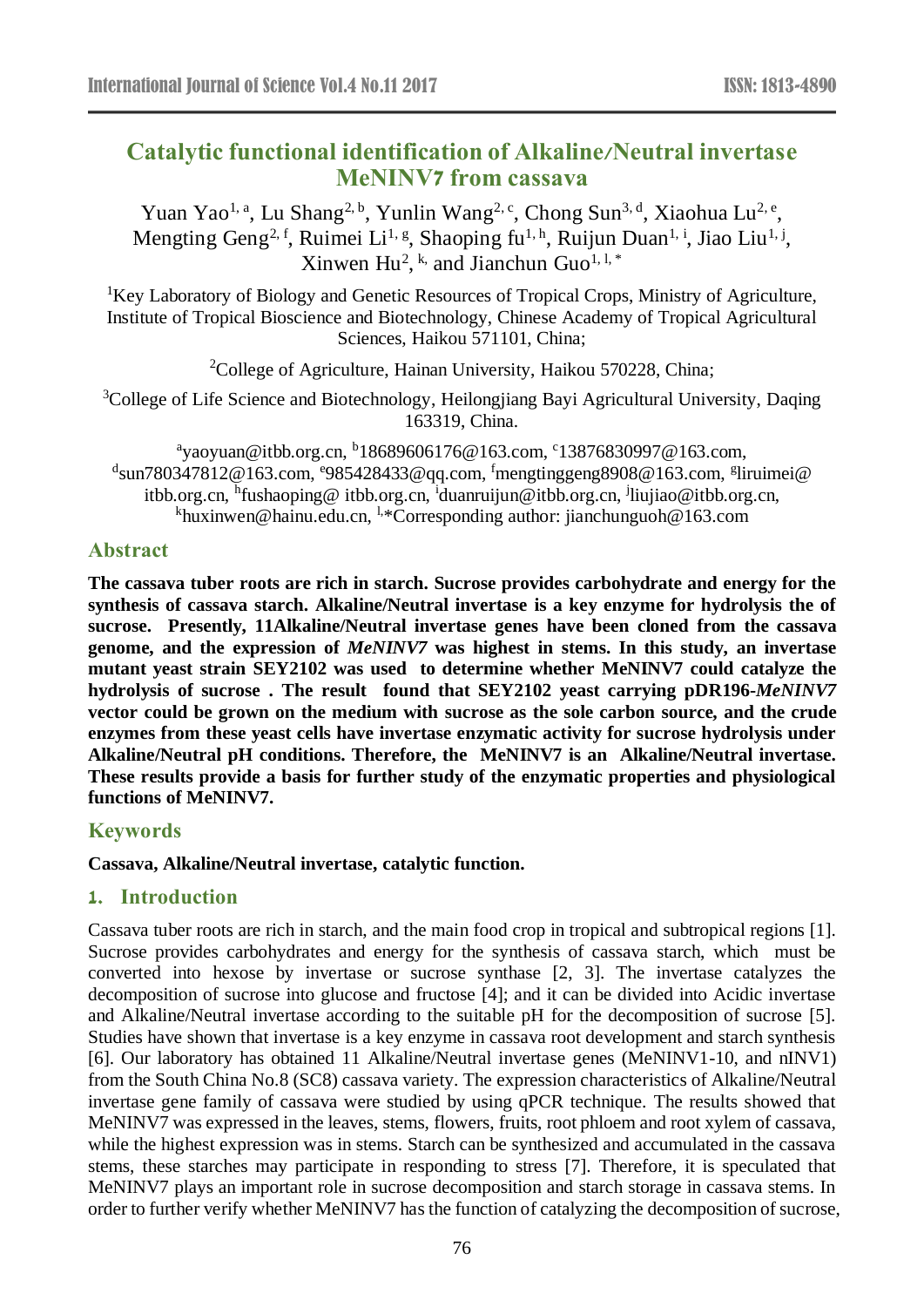# Catalytic functional identification of Alkaline/Neutral invertase MeNINV7 from cassava

Yuan Yao[1, a], Lu Shang[2, b], Yunlin Wang[2, c], Chong Sun[3, d], Xiaohua Lu[2, e], Mengting Geng[2, f], Ruimei Li[1, g], Shaoping fu[1, h], Ruijun Duan[1, i], Jiao Liu[1, j], Xinwen Hu[2, k,] and Jianchun Guo[1, l, *]

[1]Key Laboratory of Biology and Genetic Resources of Tropical Crops, Ministry of Agriculture, Institute of Tropical Bioscience and Biotechnology, Chinese Academy of Tropical Agricultural Sciences, Haikou 571101, China;

[2]College of Agriculture, Hainan University, Haikou 570228, China;

[3]College of Life Science and Biotechnology, Heilongjiang Bayi Agricultural University, Daqing 163319, China.

[a]yaoyuan@itbb.org.cn, [b]18689606176@163.com, [c]13876830997@163.com, [d]sun780347812@163.com, [e]985428433@qq.com, [f]mengtinggeng8908@163.com, [g]liruimei@ itbb.org.cn, [h]fushaoping@ itbb.org.cn, [i]duanruijun@itbb.org.cn, [j]liujiao@itbb.org.cn, [k]huxinwen@hainu.edu.cn, [l,*]Corresponding author: jianchunguoh@163.com

## Abstract

**The cassava tuber roots are rich in starch. Sucrose provides carbohydrate and energy for the synthesis of cassava starch. Alkaline/Neutral invertase is a key enzyme for hydrolysis the of sucrose. Presently, 11Alkaline/Neutral invertase genes have been cloned from the cassava genome, and the expression of *MeNINV7* was highest in stems. In this study, an invertase mutant yeast strain SEY2102 was used to determine whether MeNINV7 could catalyze the hydrolysis of sucrose . The result found that SEY2102 yeast carrying pDR196-*MeNINV7* vector could be grown on the medium with sucrose as the sole carbon source, and the crude enzymes from these yeast cells have invertase enzymatic activity for sucrose hydrolysis under Alkaline/Neutral pH conditions. Therefore, the MeNINV7 is an Alkaline/Neutral invertase. These results provide a basis for further study of the enzymatic properties and physiological functions of MeNINV7.**

## Keywords

**Cassava, Alkaline/Neutral invertase, catalytic function.**

## 1. Introduction

Cassava tuber roots are rich in starch, and the main food crop in tropical and subtropical regions [1]. Sucrose provides carbohydrates and energy for the synthesis of cassava starch, which must be converted into hexose by invertase or sucrose synthase [2, 3]. The invertase catalyzes the decomposition of sucrose into glucose and fructose [4]; and it can be divided into Acidic invertase and Alkaline/Neutral invertase according to the suitable pH for the decomposition of sucrose [5]. Studies have shown that invertase is a key enzyme in cassava root development and starch synthesis [6]. Our laboratory has obtained 11 Alkaline/Neutral invertase genes (MeNINV1-10, and nINV1) from the South China No.8 (SC8) cassava variety. The expression characteristics of Alkaline/Neutral invertase gene family of cassava were studied by using qPCR technique. The results showed that MeNINV7 was expressed in the leaves, stems, flowers, fruits, root phloem and root xylem of cassava, while the highest expression was in stems. Starch can be synthesized and accumulated in the cassava stems, these starches may participate in responding to stress [7]. Therefore, it is speculated that MeNINV7 plays an important role in sucrose decomposition and starch storage in cassava stems. In order to further verify whether MeNINV7 has the function of catalyzing the decomposition of sucrose,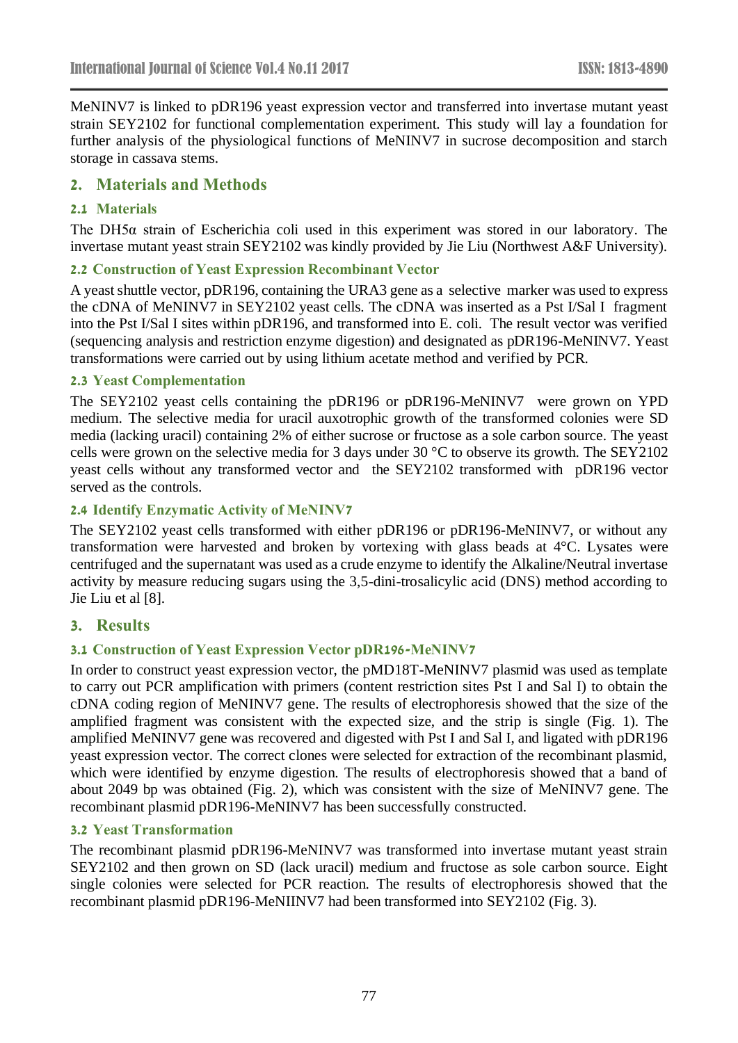MeNINV7 is linked to pDR196 yeast expression vector and transferred into invertase mutant yeast strain SEY2102 for functional complementation experiment. This study will lay a foundation for further analysis of the physiological functions of MeNINV7 in sucrose decomposition and starch storage in cassava stems.

## 2. Materials and Methods

### 2.1 Materials

The DH5α strain of Escherichia coli used in this experiment was stored in our laboratory. The invertase mutant yeast strain SEY2102 was kindly provided by Jie Liu (Northwest A&F University).

### 2.2 Construction of Yeast Expression Recombinant Vector

A yeast shuttle vector, pDR196, containing the URA3 gene as a selective marker was used to express the cDNA of MeNINV7 in SEY2102 yeast cells. The cDNA was inserted as a Pst I/Sal I fragment into the Pst I/Sal I sites within pDR196, and transformed into E. coli. The result vector was verified (sequencing analysis and restriction enzyme digestion) and designated as pDR196-MeNINV7. Yeast transformations were carried out by using lithium acetate method and verified by PCR.

### 2.3 Yeast Complementation

The SEY2102 yeast cells containing the pDR196 or pDR196-MeNINV7 were grown on YPD medium. The selective media for uracil auxotrophic growth of the transformed colonies were SD media (lacking uracil) containing 2% of either sucrose or fructose as a sole carbon source. The yeast cells were grown on the selective media for 3 days under 30 °C to observe its growth. The SEY2102 yeast cells without any transformed vector and the SEY2102 transformed with pDR196 vector served as the controls.

### 2.4 Identify Enzymatic Activity of MeNINV7

The SEY2102 yeast cells transformed with either pDR196 or pDR196-MeNINV7, or without any transformation were harvested and broken by vortexing with glass beads at 4°C. Lysates were centrifuged and the supernatant was used as a crude enzyme to identify the Alkaline/Neutral invertase activity by measure reducing sugars using the 3,5-dini-trosalicylic acid (DNS) method according to Jie Liu et al [8].

## 3. Results

### 3.1 Construction of Yeast Expression Vector pDR196-MeNINV7

In order to construct yeast expression vector, the pMD18T-MeNINV7 plasmid was used as template to carry out PCR amplification with primers (content restriction sites Pst I and Sal I) to obtain the cDNA coding region of MeNINV7 gene. The results of electrophoresis showed that the size of the amplified fragment was consistent with the expected size, and the strip is single (Fig. 1). The amplified MeNINV7 gene was recovered and digested with Pst I and Sal I, and ligated with pDR196 yeast expression vector. The correct clones were selected for extraction of the recombinant plasmid, which were identified by enzyme digestion. The results of electrophoresis showed that a band of about 2049 bp was obtained (Fig. 2), which was consistent with the size of MeNINV7 gene. The recombinant plasmid pDR196-MeNINV7 has been successfully constructed.

### 3.2 Yeast Transformation

The recombinant plasmid pDR196-MeNINV7 was transformed into invertase mutant yeast strain SEY2102 and then grown on SD (lack uracil) medium and fructose as sole carbon source. Eight single colonies were selected for PCR reaction. The results of electrophoresis showed that the recombinant plasmid pDR196-MeNIINV7 had been transformed into SEY2102 (Fig. 3).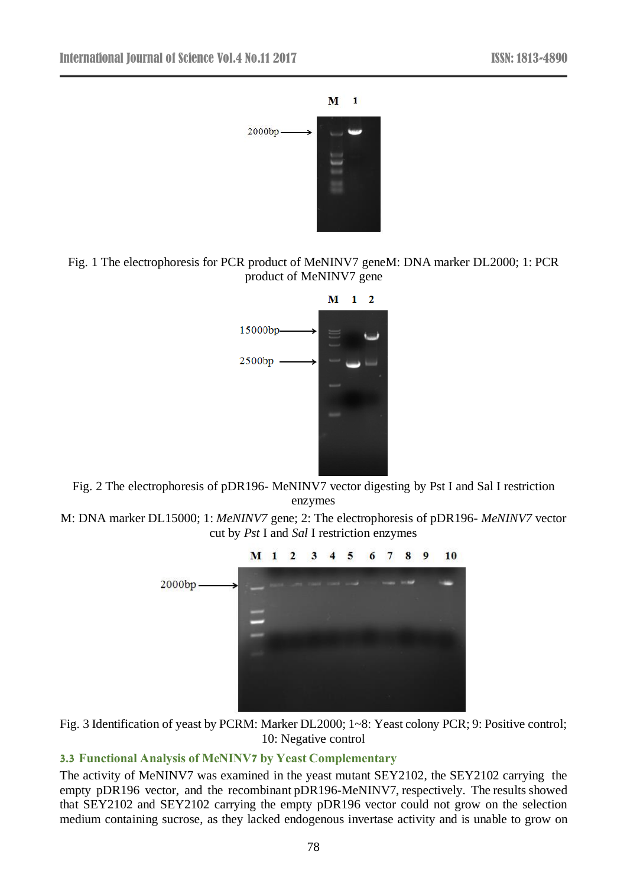Fig. 1 The electrophoresis for PCR product of MeNINV7 geneM: DNA marker DL2000; 1: PCR product of MeNINV7 gene

Fig. 2 The electrophoresis of pDR196- MeNINV7 vector digesting by Pst I and Sal I restriction enzymes

M: DNA marker DL15000; 1: *MeNINV7* gene; 2: The electrophoresis of pDR196- *MeNINV7* vector cut by *Pst* I and *Sal* I restriction enzymes

Fig. 3 Identification of yeast by PCRM: Marker DL2000; 1~8: Yeast colony PCR; 9: Positive control; 10: Negative control

### 3.3 Functional Analysis of MeNINV7 by Yeast Complementary

The activity of MeNINV7 was examined in the yeast mutant SEY2102, the SEY2102 carrying the empty pDR196 vector, and the recombinant pDR196-MeNINV7, respectively. The results showed that SEY2102 and SEY2102 carrying the empty pDR196 vector could not grow on the selection medium containing sucrose, as they lacked endogenous invertase activity and is unable to grow on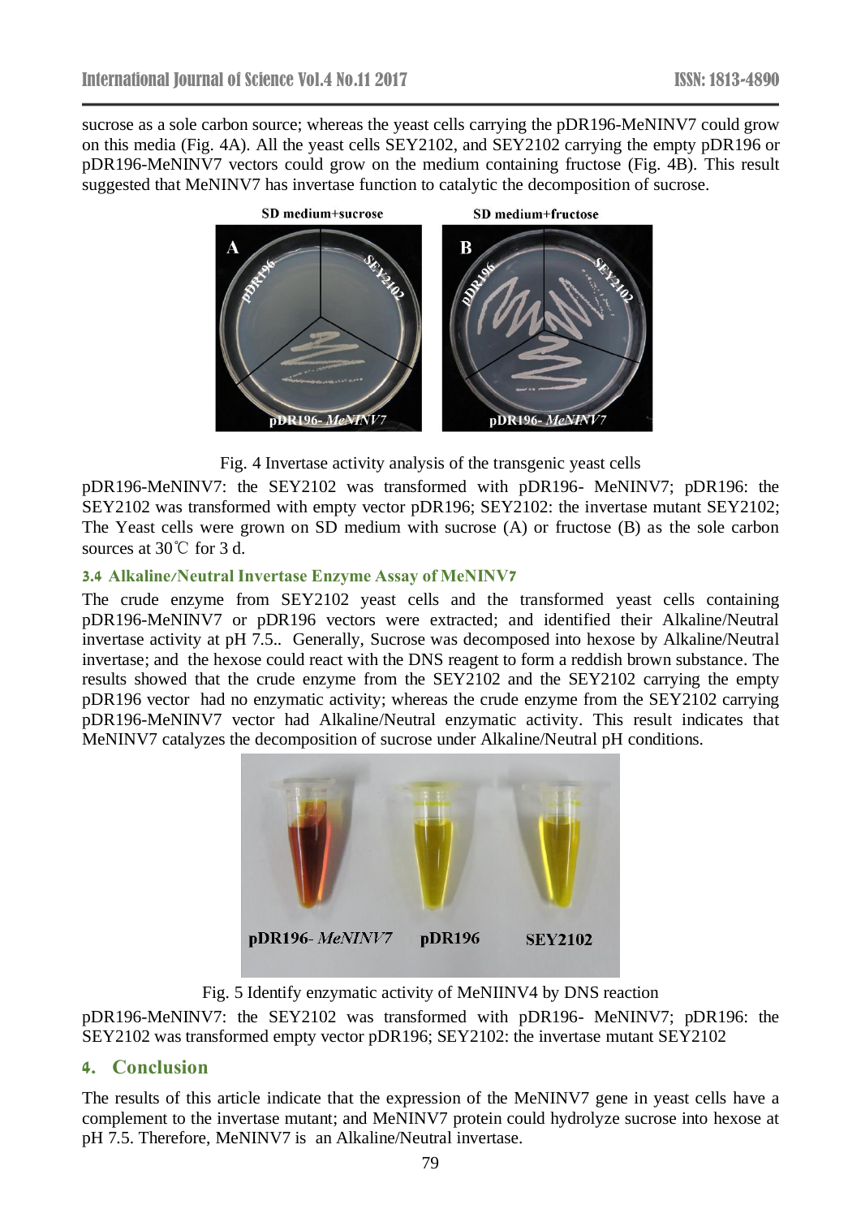sucrose as a sole carbon source; whereas the yeast cells carrying the pDR196-MeNINV7 could grow on this media (Fig. 4A). All the yeast cells SEY2102, and SEY2102 carrying the empty pDR196 or pDR196-MeNINV7 vectors could grow on the medium containing fructose (Fig. 4B). This result suggested that MeNINV7 has invertase function to catalytic the decomposition of sucrose.

Fig. 4 Invertase activity analysis of the transgenic yeast cells

pDR196-MeNINV7: the SEY2102 was transformed with pDR196- MeNINV7; pDR196: the SEY2102 was transformed with empty vector pDR196; SEY2102: the invertase mutant SEY2102; The Yeast cells were grown on SD medium with sucrose (A) or fructose (B) as the sole carbon sources at 30℃ for 3 d.

### 3.4 Alkaline/Neutral Invertase Enzyme Assay of MeNINV7

The crude enzyme from SEY2102 yeast cells and the transformed yeast cells containing pDR196-MeNINV7 or pDR196 vectors were extracted; and identified their Alkaline/Neutral invertase activity at pH 7.5.. Generally, Sucrose was decomposed into hexose by Alkaline/Neutral invertase; and the hexose could react with the DNS reagent to form a reddish brown substance. The results showed that the crude enzyme from the SEY2102 and the SEY2102 carrying the empty pDR196 vector had no enzymatic activity; whereas the crude enzyme from the SEY2102 carrying pDR196-MeNINV7 vector had Alkaline/Neutral enzymatic activity. This result indicates that MeNINV7 catalyzes the decomposition of sucrose under Alkaline/Neutral pH conditions.

Fig. 5 Identify enzymatic activity of MeNIINV4 by DNS reaction

pDR196-MeNINV7: the SEY2102 was transformed with pDR196- MeNINV7; pDR196: the SEY2102 was transformed empty vector pDR196; SEY2102: the invertase mutant SEY2102

## 4. Conclusion

The results of this article indicate that the expression of the MeNINV7 gene in yeast cells have a complement to the invertase mutant; and MeNINV7 protein could hydrolyze sucrose into hexose at pH 7.5. Therefore, MeNINV7 is an Alkaline/Neutral invertase.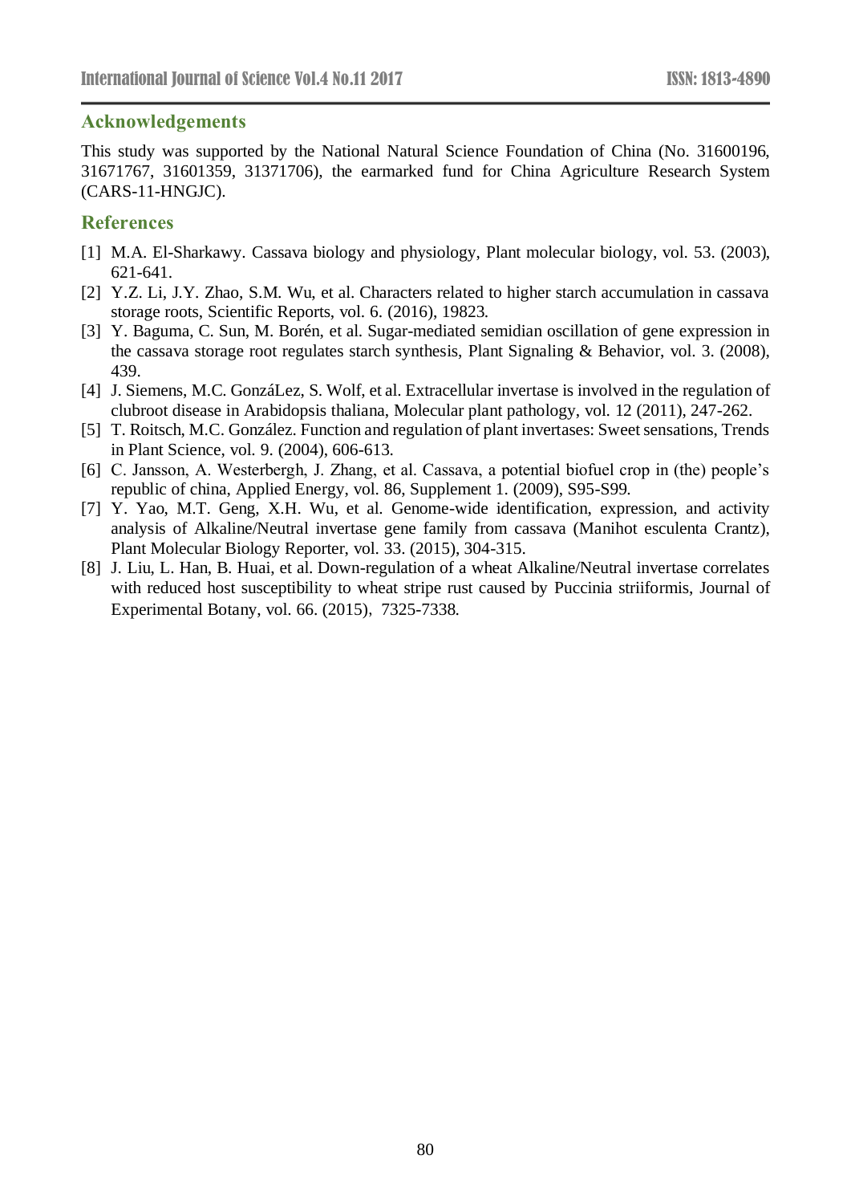## Acknowledgements

This study was supported by the National Natural Science Foundation of China (No. 31600196, 31671767, 31601359, 31371706), the earmarked fund for China Agriculture Research System (CARS-11-HNGJC).

## References

[1] M.A. El-Sharkawy. Cassava biology and physiology, Plant molecular biology, vol. 53. (2003), 621-641.

[2] Y.Z. Li, J.Y. Zhao, S.M. Wu, et al. Characters related to higher starch accumulation in cassava storage roots, Scientific Reports, vol. 6. (2016), 19823.

[3] Y. Baguma, C. Sun, M. Borén, et al. Sugar-mediated semidian oscillation of gene expression in the cassava storage root regulates starch synthesis, Plant Signaling & Behavior, vol. 3. (2008), 439.

[4] J. Siemens, M.C. GonzáLez, S. Wolf, et al. Extracellular invertase is involved in the regulation of clubroot disease in Arabidopsis thaliana, Molecular plant pathology, vol. 12 (2011), 247-262.

[5] T. Roitsch, M.C. González. Function and regulation of plant invertases: Sweet sensations, Trends in Plant Science, vol. 9. (2004), 606-613.

[6] C. Jansson, A. Westerbergh, J. Zhang, et al. Cassava, a potential biofuel crop in (the) people's republic of china, Applied Energy, vol. 86, Supplement 1. (2009), S95-S99.

[7] Y. Yao, M.T. Geng, X.H. Wu, et al. Genome-wide identification, expression, and activity analysis of Alkaline/Neutral invertase gene family from cassava (Manihot esculenta Crantz), Plant Molecular Biology Reporter, vol. 33. (2015), 304-315.

[8] J. Liu, L. Han, B. Huai, et al. Down-regulation of a wheat Alkaline/Neutral invertase correlates with reduced host susceptibility to wheat stripe rust caused by Puccinia striiformis, Journal of Experimental Botany, vol. 66. (2015), 7325-7338.